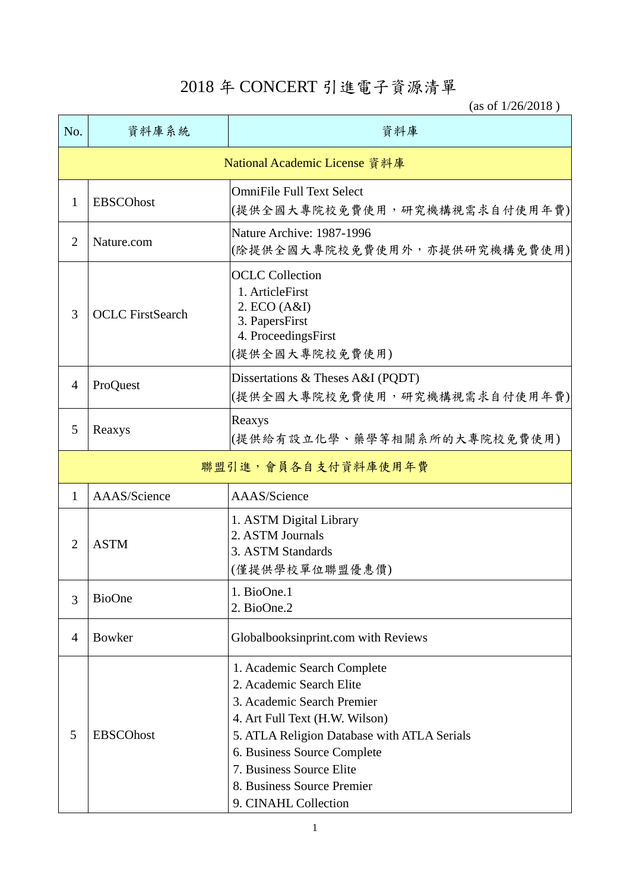# 2018 年 CONCERT 引進電子資源清單

(as of 1/26/2018 )

| No. | 資料庫系統 | 資料庫 |
|---|---|---|
| National Academic License 資料庫 | | |
| 1 | EBSCOhost | OmniFile Full Text Select<br>(提供全國大專院校免費使用，研究機構視需求自付使用年費) |
| 2 | Nature.com | Nature Archive: 1987-1996<br>(除提供全國大專院校免費使用外，亦提供研究機構免費使用) |
| 3 | OCLC FirstSearch | OCLC Collection<br>1. ArticleFirst<br>2. ECO (A&I)<br>3. PapersFirst<br>4. ProceedingsFirst<br>(提供全國大專院校免費使用) |
| 4 | ProQuest | Dissertations & Theses A&I (PQDT)<br>(提供全國大專院校免費使用，研究機構視需求自付使用年費) |
| 5 | Reaxys | Reaxys<br>(提供給有設立化學、藥學等相關系所的大專院校免費使用) |
| 聯盟引進，會員各自支付資料庫使用年費 | | |
| 1 | AAAS/Science | AAAS/Science |
| 2 | ASTM | 1. ASTM Digital Library<br>2. ASTM Journals<br>3. ASTM Standards<br>(僅提供學校單位聯盟優惠價) |
| 3 | BioOne | 1. BioOne.1<br>2. BioOne.2 |
| 4 | Bowker | Globalbooksinprint.com with Reviews |
| 5 | EBSCOhost | 1. Academic Search Complete<br>2. Academic Search Elite<br>3. Academic Search Premier<br>4. Art Full Text (H.W. Wilson)<br>5. ATLA Religion Database with ATLA Serials<br>6. Business Source Complete<br>7. Business Source Elite<br>8. Business Source Premier<br>9. CINAHL Collection |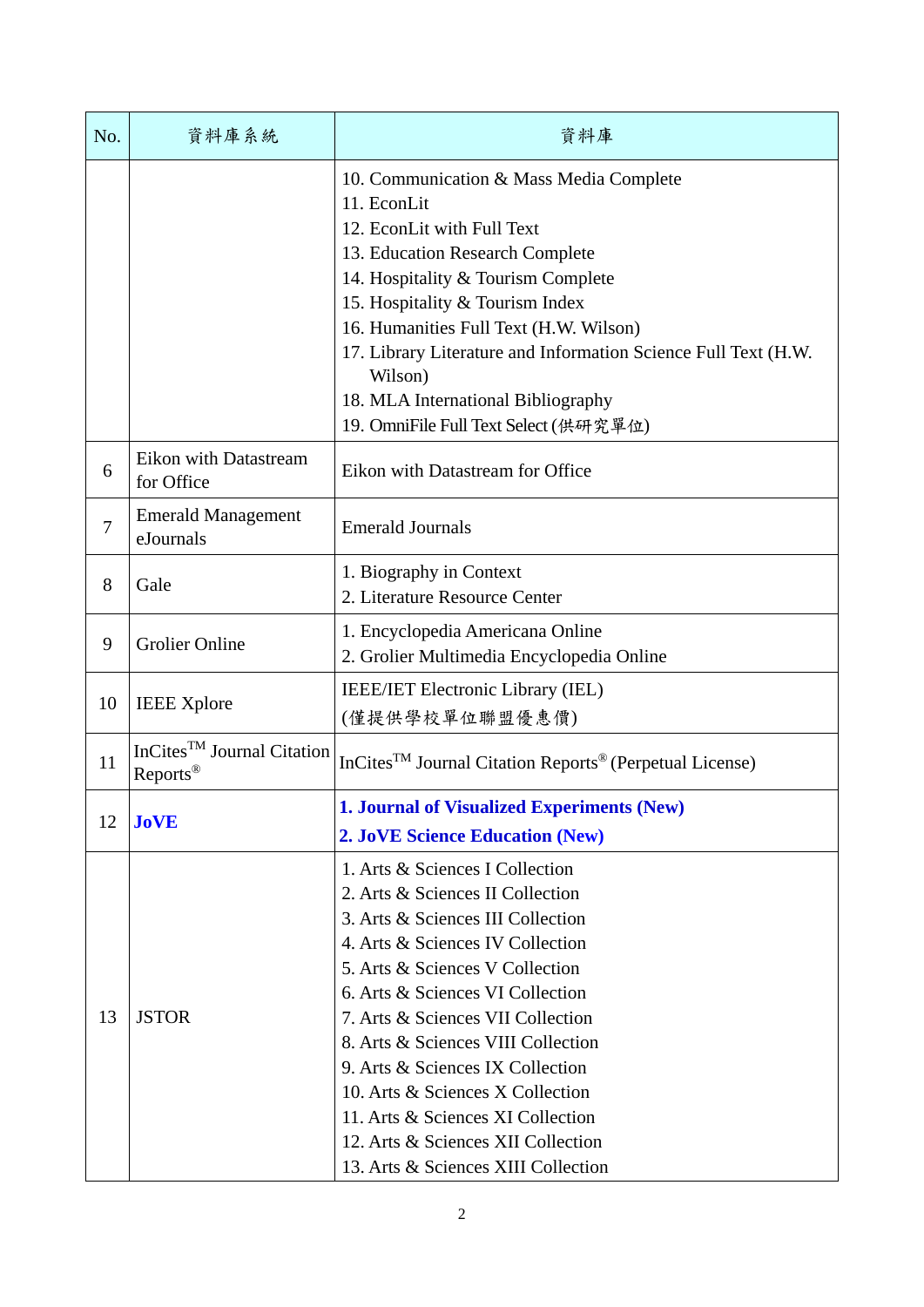| No. | 資料庫系統 | 資料庫 |
| --- | --- | --- |
| | | 10. Communication & Mass Media Complete<br>11. EconLit<br>12. EconLit with Full Text<br>13. Education Research Complete<br>14. Hospitality & Tourism Complete<br>15. Hospitality & Tourism Index<br>16. Humanities Full Text (H.W. Wilson)<br>17. Library Literature and Information Science Full Text (H.W. Wilson)<br>18. MLA International Bibliography<br>19. OmniFile Full Text Select (供研究單位) |
| 6 | Eikon with Datastream for Office | Eikon with Datastream for Office |
| 7 | Emerald Management eJournals | Emerald Journals |
| 8 | Gale | 1. Biography in Context<br>2. Literature Resource Center |
| 9 | Grolier Online | 1. Encyclopedia Americana Online<br>2. Grolier Multimedia Encyclopedia Online |
| 10 | IEEE Xplore | IEEE/IET Electronic Library (IEL)<br>(僅提供學校單位聯盟優惠價) |
| 11 | InCites™ Journal Citation Reports® | InCites™ Journal Citation Reports® (Perpetual License) |
| 12 | **JoVE** | **1. Journal of Visualized Experiments (New)**<br>**2. JoVE Science Education (New)** |
| 13 | JSTOR | 1. Arts & Sciences I Collection<br>2. Arts & Sciences II Collection<br>3. Arts & Sciences III Collection<br>4. Arts & Sciences IV Collection<br>5. Arts & Sciences V Collection<br>6. Arts & Sciences VI Collection<br>7. Arts & Sciences VII Collection<br>8. Arts & Sciences VIII Collection<br>9. Arts & Sciences IX Collection<br>10. Arts & Sciences X Collection<br>11. Arts & Sciences XI Collection<br>12. Arts & Sciences XII Collection<br>13. Arts & Sciences XIII Collection |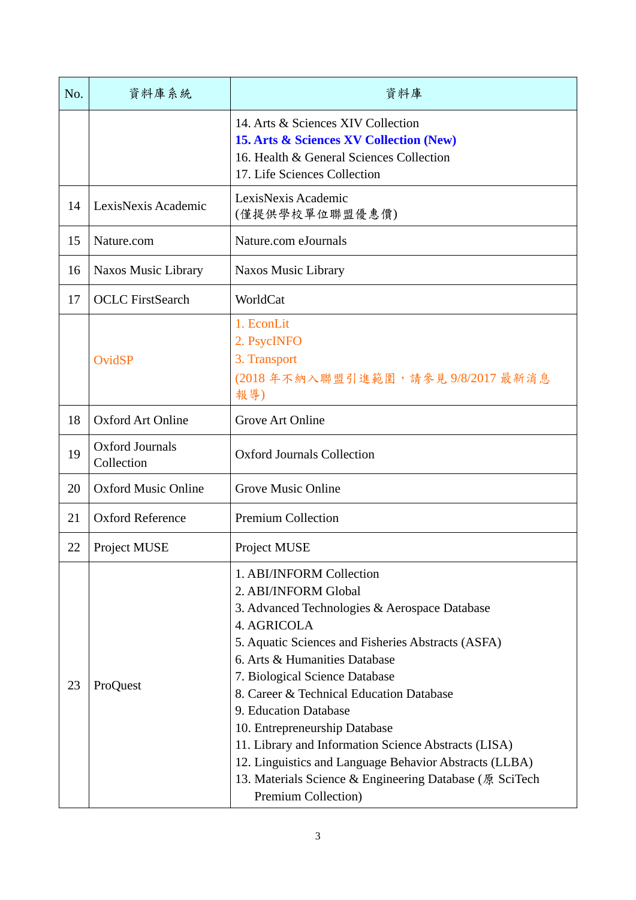| No. | 資料庫系統 | 資料庫 |
|---|---|---|
| | | 14. Arts & Sciences XIV Collection<br>**15. Arts & Sciences XV Collection (New)**<br>16. Health & General Sciences Collection<br>17. Life Sciences Collection |
| 14 | LexisNexis Academic | LexisNexis Academic<br>(僅提供學校單位聯盟優惠價) |
| 15 | Nature.com | Nature.com eJournals |
| 16 | Naxos Music Library | Naxos Music Library |
| 17 | OCLC FirstSearch | WorldCat |
| | OvidSP | 1. EconLit<br>2. PsycINFO<br>3. Transport<br>(2018 年不納入聯盟引進範圍，請參見 9/8/2017 最新消息報導) |
| 18 | Oxford Art Online | Grove Art Online |
| 19 | Oxford Journals Collection | Oxford Journals Collection |
| 20 | Oxford Music Online | Grove Music Online |
| 21 | Oxford Reference | Premium Collection |
| 22 | Project MUSE | Project MUSE |
| 23 | ProQuest | 1. ABI/INFORM Collection<br>2. ABI/INFORM Global<br>3. Advanced Technologies & Aerospace Database<br>4. AGRICOLA<br>5. Aquatic Sciences and Fisheries Abstracts (ASFA)<br>6. Arts & Humanities Database<br>7. Biological Science Database<br>8. Career & Technical Education Database<br>9. Education Database<br>10. Entrepreneurship Database<br>11. Library and Information Science Abstracts (LISA)<br>12. Linguistics and Language Behavior Abstracts (LLBA)<br>13. Materials Science & Engineering Database (原 SciTech Premium Collection) |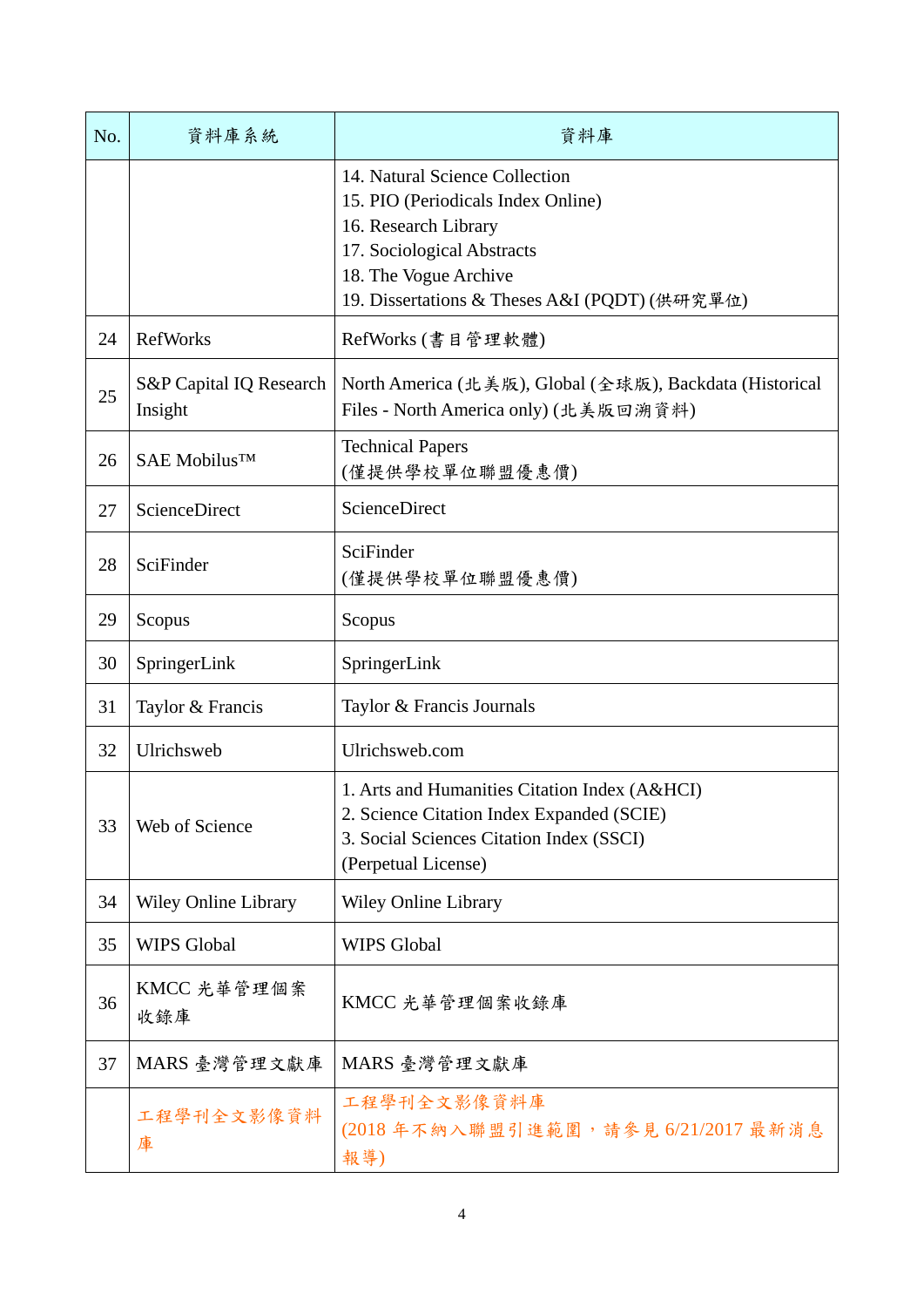| No. | 資料庫系統 | 資料庫 |
|---|---|---|
| | | 14. Natural Science Collection<br>15. PIO (Periodicals Index Online)<br>16. Research Library<br>17. Sociological Abstracts<br>18. The Vogue Archive<br>19. Dissertations & Theses A&I (PQDT) (供研究單位) |
| 24 | RefWorks | RefWorks (書目管理軟體) |
| 25 | S&P Capital IQ Research Insight | North America (北美版), Global (全球版), Backdata (Historical Files - North America only) (北美版回溯資料) |
| 26 | SAE Mobilus™ | Technical Papers<br>(僅提供學校單位聯盟優惠價) |
| 27 | ScienceDirect | ScienceDirect |
| 28 | SciFinder | SciFinder<br>(僅提供學校單位聯盟優惠價) |
| 29 | Scopus | Scopus |
| 30 | SpringerLink | SpringerLink |
| 31 | Taylor & Francis | Taylor & Francis Journals |
| 32 | Ulrichsweb | Ulrichsweb.com |
| 33 | Web of Science | 1. Arts and Humanities Citation Index (A&HCI)<br>2. Science Citation Index Expanded (SCIE)<br>3. Social Sciences Citation Index (SSCI)<br>(Perpetual License) |
| 34 | Wiley Online Library | Wiley Online Library |
| 35 | WIPS Global | WIPS Global |
| 36 | KMCC 光華管理個案收錄庫 | KMCC 光華管理個案收錄庫 |
| 37 | MARS 臺灣管理文獻庫 | MARS 臺灣管理文獻庫 |
| | 工程學刊全文影像資料庫 | 工程學刊全文影像資料庫<br>(2018 年不納入聯盟引進範圍，請參見 6/21/2017 最新消息報導) |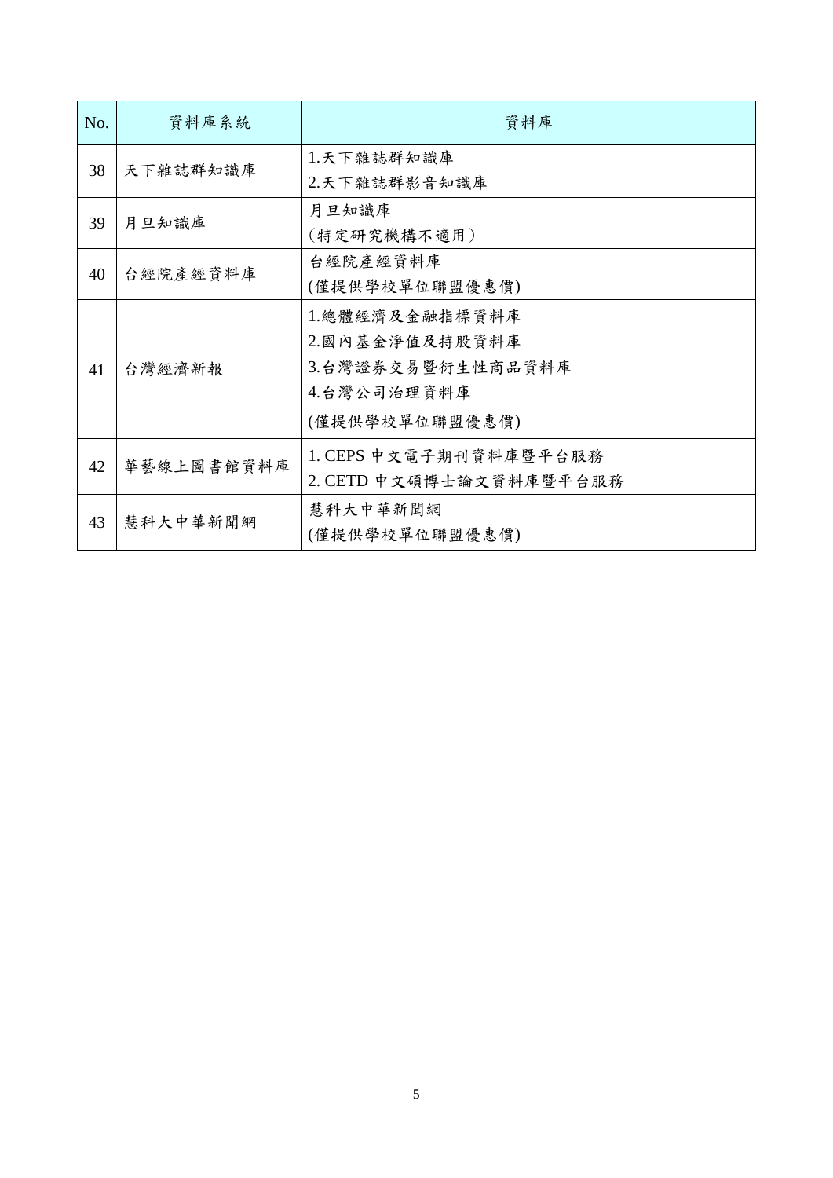| No. | 資料庫系統 | 資料庫 |
|---|---|---|
| 38 | 天下雜誌群知識庫 | 1.天下雜誌群知識庫<br>2.天下雜誌群影音知識庫 |
| 39 | 月旦知識庫 | 月旦知識庫<br>（特定研究機構不適用） |
| 40 | 台經院產經資料庫 | 台經院產經資料庫<br>(僅提供學校單位聯盟優惠價) |
| 41 | 台灣經濟新報 | 1.總體經濟及金融指標資料庫<br>2.國內基金淨值及持股資料庫<br>3.台灣證券交易暨衍生性商品資料庫<br>4.台灣公司治理資料庫<br>(僅提供學校單位聯盟優惠價) |
| 42 | 華藝線上圖書館資料庫 | 1. CEPS 中文電子期刊資料庫暨平台服務<br>2. CETD 中文碩博士論文資料庫暨平台服務 |
| 43 | 慧科大中華新聞網 | 慧科大中華新聞網<br>(僅提供學校單位聯盟優惠價) |